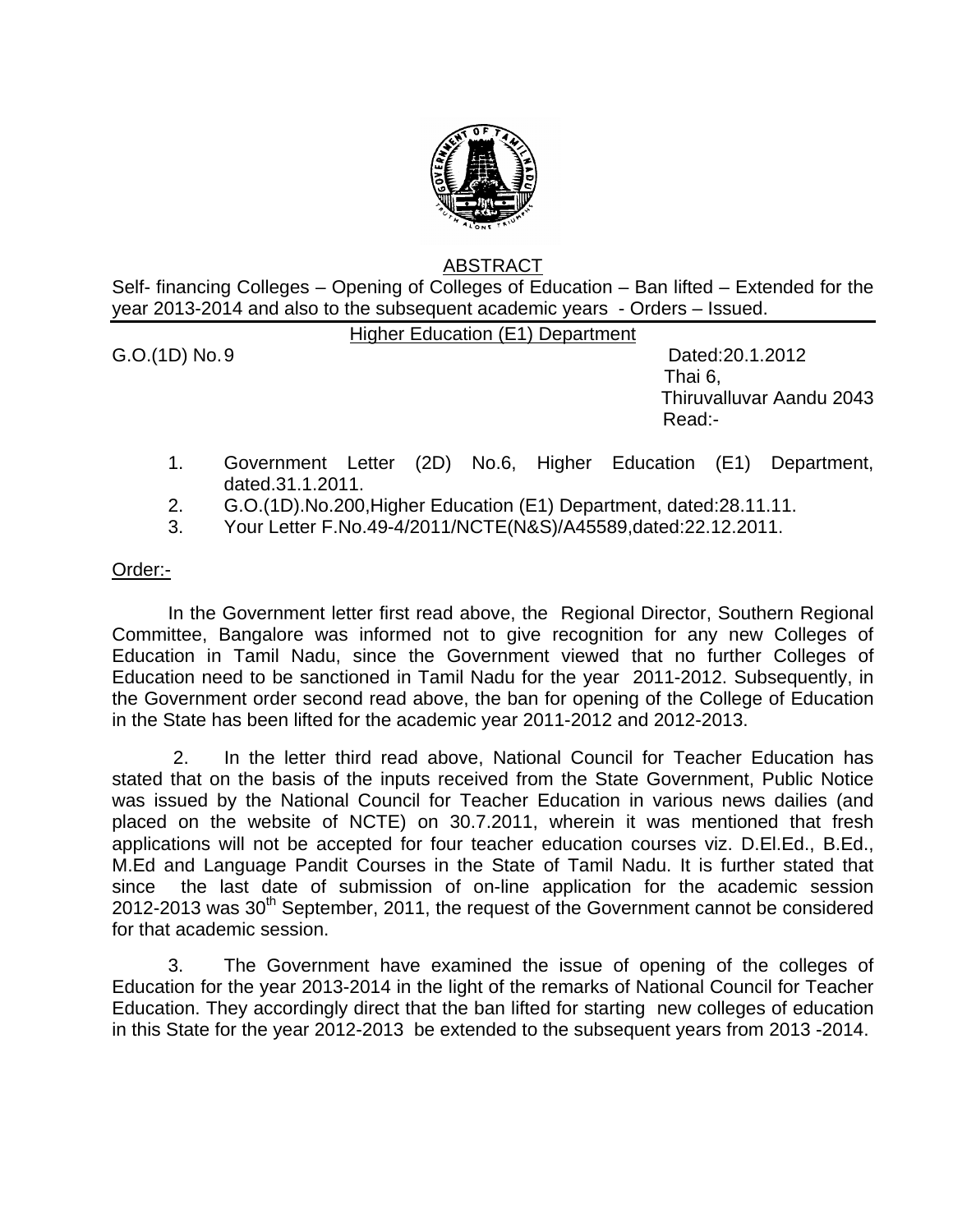ABSTRACT

Self- financing Colleges – Opening of Colleges of Education – Ban lifted – Extended for the year 2013-2014 and also to the subsequent academic years - Orders – Issued.

Higher Education (E1) Department

G.O.(1D) No.9 Dated:20.1.2012
Thai 6,
Thiruvalluvar Aandu 2043
Read:-

1. Government Letter (2D) No.6, Higher Education (E1) Department, dated.31.1.2011.
2. G.O.(1D).No.200,Higher Education (E1) Department, dated:28.11.11.
3. Your Letter F.No.49-4/2011/NCTE(N&S)/A45589,dated:22.12.2011.

Order:-

In the Government letter first read above, the Regional Director, Southern Regional Committee, Bangalore was informed not to give recognition for any new Colleges of Education in Tamil Nadu, since the Government viewed that no further Colleges of Education need to be sanctioned in Tamil Nadu for the year 2011-2012. Subsequently, in the Government order second read above, the ban for opening of the College of Education in the State has been lifted for the academic year 2011-2012 and 2012-2013.

2. In the letter third read above, National Council for Teacher Education has stated that on the basis of the inputs received from the State Government, Public Notice was issued by the National Council for Teacher Education in various news dailies (and placed on the website of NCTE) on 30.7.2011, wherein it was mentioned that fresh applications will not be accepted for four teacher education courses viz. D.El.Ed., B.Ed., M.Ed and Language Pandit Courses in the State of Tamil Nadu. It is further stated that since the last date of submission of on-line application for the academic session 2012-2013 was 30th September, 2011, the request of the Government cannot be considered for that academic session.

3. The Government have examined the issue of opening of the colleges of Education for the year 2013-2014 in the light of the remarks of National Council for Teacher Education. They accordingly direct that the ban lifted for starting new colleges of education in this State for the year 2012-2013 be extended to the subsequent years from 2013 -2014.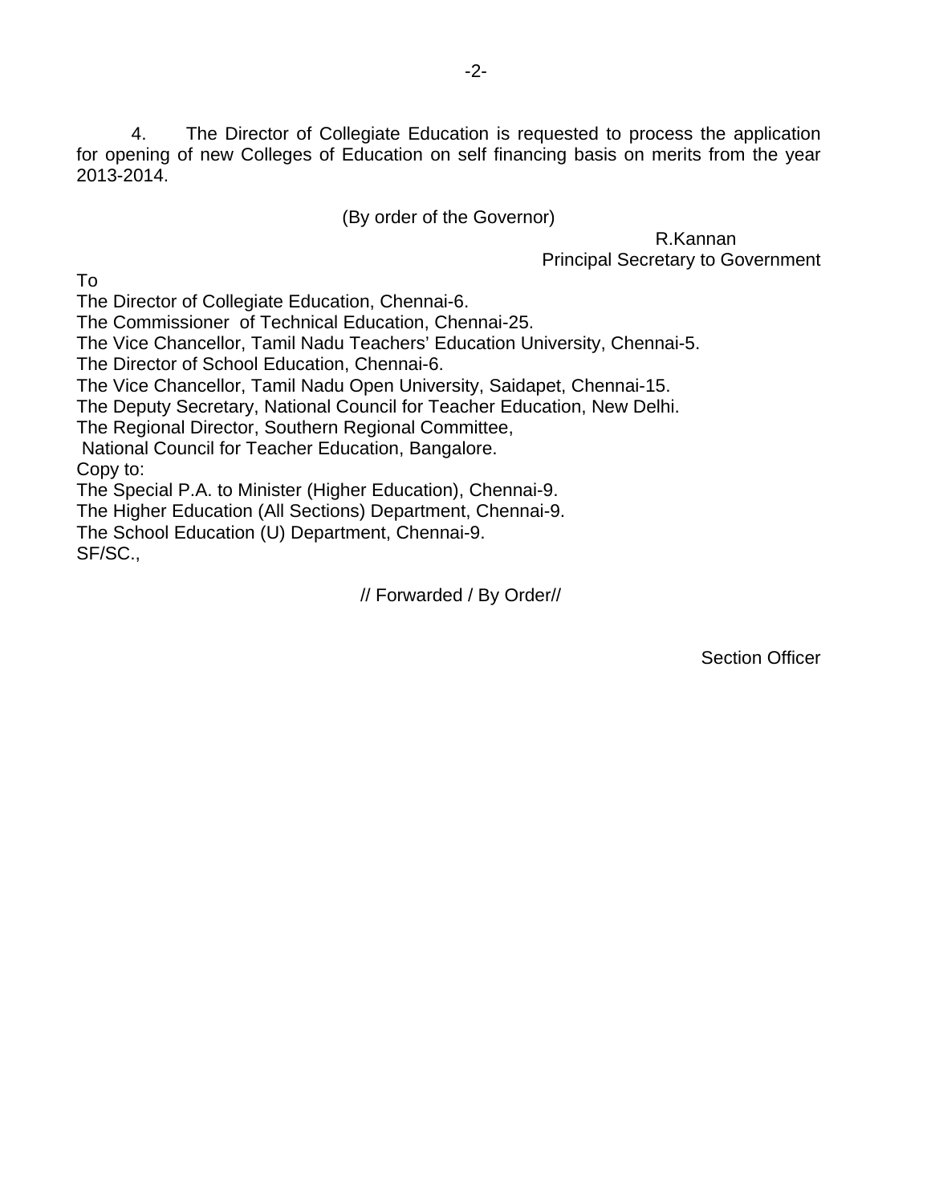4. The Director of Collegiate Education is requested to process the application for opening of new Colleges of Education on self financing basis on merits from the year 2013-2014.

(By order of the Governor)

R.Kannan
Principal Secretary to Government

To
The Director of Collegiate Education, Chennai-6.
The Commissioner of Technical Education, Chennai-25.
The Vice Chancellor, Tamil Nadu Teachers' Education University, Chennai-5.
The Director of School Education, Chennai-6.
The Vice Chancellor, Tamil Nadu Open University, Saidapet, Chennai-15.
The Deputy Secretary, National Council for Teacher Education, New Delhi.
The Regional Director, Southern Regional Committee,
National Council for Teacher Education, Bangalore.
Copy to:
The Special P.A. to Minister (Higher Education), Chennai-9.
The Higher Education (All Sections) Department, Chennai-9.
The School Education (U) Department, Chennai-9.
SF/SC.,

// Forwarded / By Order//

Section Officer